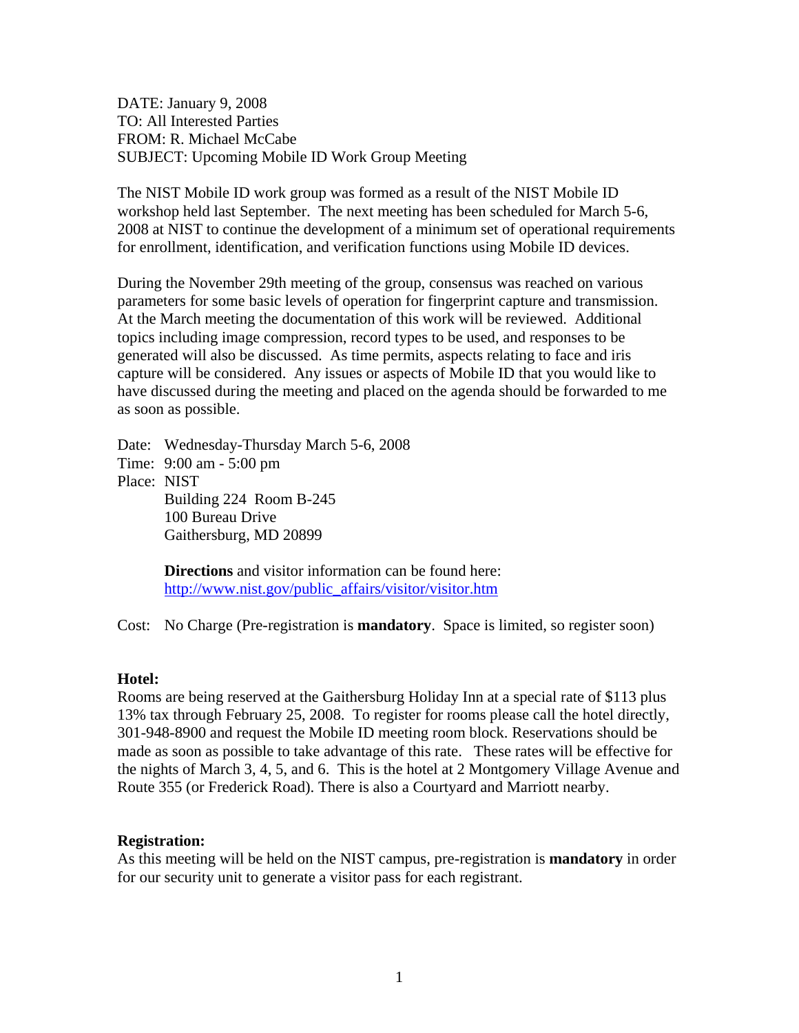DATE: January 9, 2008
TO: All Interested Parties
FROM: R. Michael McCabe
SUBJECT: Upcoming Mobile ID Work Group Meeting

The NIST Mobile ID work group was formed as a result of the NIST Mobile ID workshop held last September. The next meeting has been scheduled for March 5-6, 2008 at NIST to continue the development of a minimum set of operational requirements for enrollment, identification, and verification functions using Mobile ID devices.

During the November 29th meeting of the group, consensus was reached on various parameters for some basic levels of operation for fingerprint capture and transmission. At the March meeting the documentation of this work will be reviewed. Additional topics including image compression, record types to be used, and responses to be generated will also be discussed. As time permits, aspects relating to face and iris capture will be considered. Any issues or aspects of Mobile ID that you would like to have discussed during the meeting and placed on the agenda should be forwarded to me as soon as possible.

Date: Wednesday-Thursday March 5-6, 2008
Time: 9:00 am - 5:00 pm
Place: NIST
Building 224 Room B-245
100 Bureau Drive
Gaithersburg, MD 20899

**Directions** and visitor information can be found here:
[http://www.nist.gov/public_affairs/visitor/visitor.htm](http://www.nist.gov/public_affairs/visitor/visitor.htm)

Cost: No Charge (Pre-registration is **mandatory**. Space is limited, so register soon)

**Hotel:**
Rooms are being reserved at the Gaithersburg Holiday Inn at a special rate of $113 plus 13% tax through February 25, 2008. To register for rooms please call the hotel directly, 301-948-8900 and request the Mobile ID meeting room block. Reservations should be made as soon as possible to take advantage of this rate. These rates will be effective for the nights of March 3, 4, 5, and 6. This is the hotel at 2 Montgomery Village Avenue and Route 355 (or Frederick Road). There is also a Courtyard and Marriott nearby.

**Registration:**
As this meeting will be held on the NIST campus, pre-registration is **mandatory** in order for our security unit to generate a visitor pass for each registrant.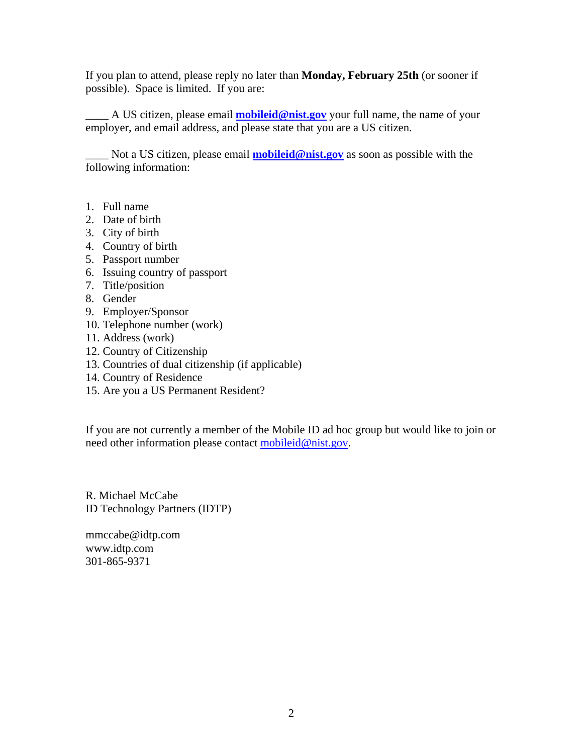If you plan to attend, please reply no later than **Monday, February 25th** (or sooner if possible). Space is limited. If you are:

____ A US citizen, please email **mobileid@nist.gov** your full name, the name of your employer, and email address, and please state that you are a US citizen.

____ Not a US citizen, please email **mobileid@nist.gov** as soon as possible with the following information:

1. Full name
2. Date of birth
3. City of birth
4. Country of birth
5. Passport number
6. Issuing country of passport
7. Title/position
8. Gender
9. Employer/Sponsor
10. Telephone number (work)
11. Address (work)
12. Country of Citizenship
13. Countries of dual citizenship (if applicable)
14. Country of Residence
15. Are you a US Permanent Resident?

If you are not currently a member of the Mobile ID ad hoc group but would like to join or need other information please contact mobileid@nist.gov.

R. Michael McCabe
ID Technology Partners (IDTP)

mmccabe@idtp.com
www.idtp.com
301-865-9371